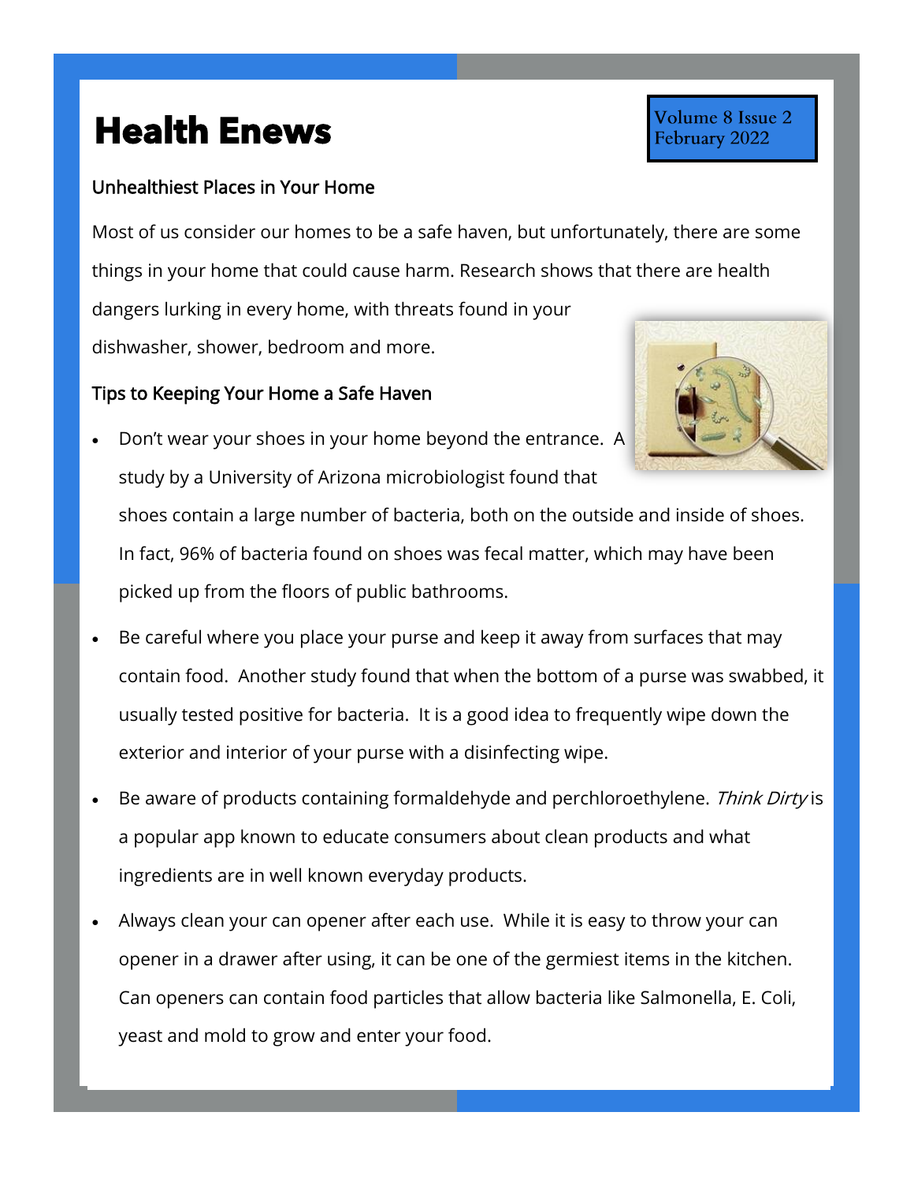# Health Enews

Volume 8 Issue 2
February 2022

## Unhealthiest Places in Your Home

Most of us consider our homes to be a safe haven, but unfortunately, there are some things in your home that could cause harm. Research shows that there are health dangers lurking in every home, with threats found in your dishwasher, shower, bedroom and more.

## Tips to Keeping Your Home a Safe Haven

- Don't wear your shoes in your home beyond the entrance. A study by a University of Arizona microbiologist found that shoes contain a large number of bacteria, both on the outside and inside of shoes. In fact, 96% of bacteria found on shoes was fecal matter, which may have been picked up from the floors of public bathrooms.
- Be careful where you place your purse and keep it away from surfaces that may contain food. Another study found that when the bottom of a purse was swabbed, it usually tested positive for bacteria. It is a good idea to frequently wipe down the exterior and interior of your purse with a disinfecting wipe.
- Be aware of products containing formaldehyde and perchloroethylene. *Think Dirty* is a popular app known to educate consumers about clean products and what ingredients are in well known everyday products.
- Always clean your can opener after each use. While it is easy to throw your can opener in a drawer after using, it can be one of the germiest items in the kitchen. Can openers can contain food particles that allow bacteria like Salmonella, E. Coli, yeast and mold to grow and enter your food.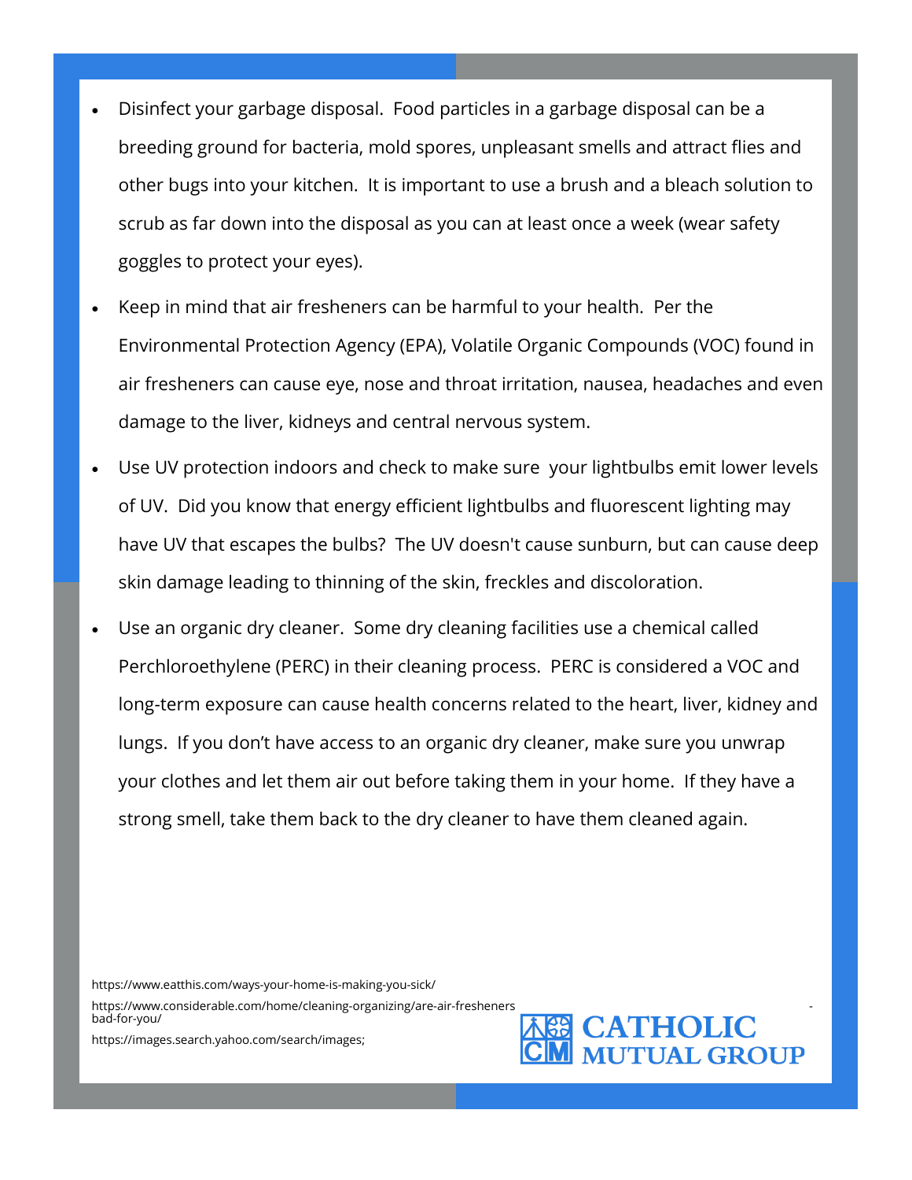- Disinfect your garbage disposal. Food particles in a garbage disposal can be a breeding ground for bacteria, mold spores, unpleasant smells and attract flies and other bugs into your kitchen. It is important to use a brush and a bleach solution to scrub as far down into the disposal as you can at least once a week (wear safety goggles to protect your eyes).
- Keep in mind that air fresheners can be harmful to your health. Per the Environmental Protection Agency (EPA), Volatile Organic Compounds (VOC) found in air fresheners can cause eye, nose and throat irritation, nausea, headaches and even damage to the liver, kidneys and central nervous system.
- Use UV protection indoors and check to make sure your lightbulbs emit lower levels of UV. Did you know that energy efficient lightbulbs and fluorescent lighting may have UV that escapes the bulbs? The UV doesn't cause sunburn, but can cause deep skin damage leading to thinning of the skin, freckles and discoloration.
- Use an organic dry cleaner. Some dry cleaning facilities use a chemical called Perchloroethylene (PERC) in their cleaning process. PERC is considered a VOC and long-term exposure can cause health concerns related to the heart, liver, kidney and lungs. If you don't have access to an organic dry cleaner, make sure you unwrap your clothes and let them air out before taking them in your home. If they have a strong smell, take them back to the dry cleaner to have them cleaned again.

https://www.eatthis.com/ways-your-home-is-making-you-sick/

https://www.considerable.com/home/cleaning-organizing/are-air-fresheners-bad-for-you/

https://images.search.yahoo.com/search/images;

CATHOLIC MUTUAL GROUP